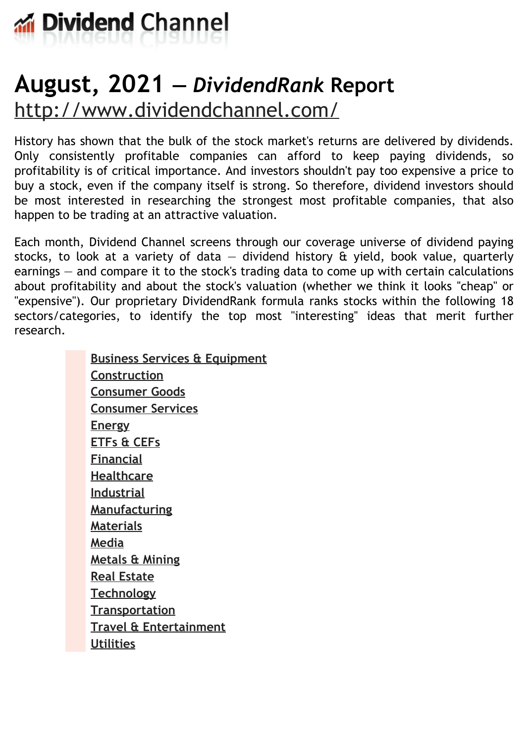# Dividend Channel

# August, 2021 — *DividendRank* Report

http://www.dividendchannel.com/

History has shown that the bulk of the stock market's returns are delivered by dividends. Only consistently profitable companies can afford to keep paying dividends, so profitability is of critical importance. And investors shouldn't pay too expensive a price to buy a stock, even if the company itself is strong. So therefore, dividend investors should be most interested in researching the strongest most profitable companies, that also happen to be trading at an attractive valuation.

Each month, Dividend Channel screens through our coverage universe of dividend paying stocks, to look at a variety of data — dividend history & yield, book value, quarterly earnings — and compare it to the stock's trading data to come up with certain calculations about profitability and about the stock's valuation (whether we think it looks "cheap" or "expensive"). Our proprietary DividendRank formula ranks stocks within the following 18 sectors/categories, to identify the top most "interesting" ideas that merit further research.

- Business Services & Equipment
- Construction
- Consumer Goods
- Consumer Services
- Energy
- ETFs & CEFs
- Financial
- Healthcare
- Industrial
- Manufacturing
- Materials
- Media
- Metals & Mining
- Real Estate
- Technology
- Transportation
- Travel & Entertainment
- Utilities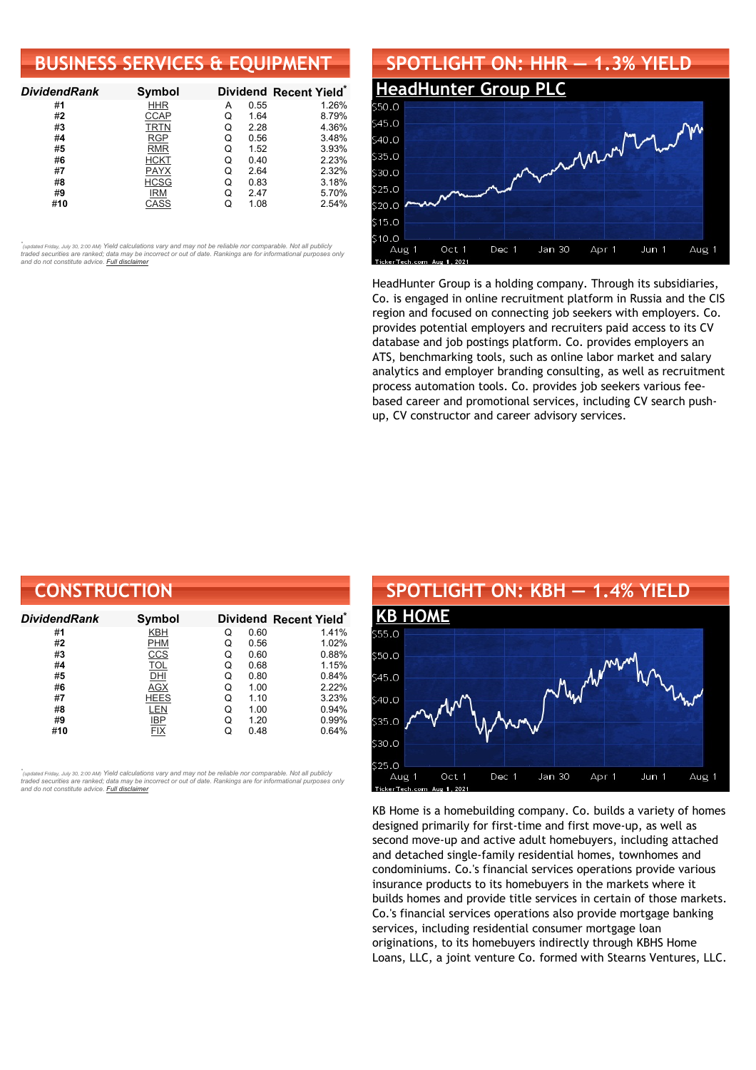## BUSINESS SERVICES & EQUIPMENT

| DividendRank | Symbol | Dividend | | Recent Yield* |
|---|---|---|---|---|
| #1 | HHR | A | 0.55 | 1.26% |
| #2 | CCAP | Q | 1.64 | 8.79% |
| #3 | TRTN | Q | 2.28 | 4.36% |
| #4 | RGP | Q | 0.56 | 3.48% |
| #5 | RMR | Q | 1.52 | 3.93% |
| #6 | HCKT | Q | 0.40 | 2.23% |
| #7 | PAYX | Q | 2.64 | 2.32% |
| #8 | HCSG | Q | 0.83 | 3.18% |
| #9 | IRM | Q | 2.47 | 5.70% |
| #10 | CASS | Q | 1.08 | 2.54% |

*(updated Friday, July 30, 2:00 AM) Yield calculations vary and may not be reliable nor comparable. Not all publicly traded securities are ranked; data may be incorrect or out of date. Rankings are for informational purposes only and do not constitute advice. Full disclaimer

## SPOTLIGHT ON: HHR — 1.3% YIELD

### HeadHunter Group PLC

HeadHunter Group is a holding company. Through its subsidiaries, Co. is engaged in online recruitment platform in Russia and the CIS region and focused on connecting job seekers with employers. Co. provides potential employers and recruiters paid access to its CV database and job postings platform. Co. provides employers an ATS, benchmarking tools, such as online labor market and salary analytics and employer branding consulting, as well as recruitment process automation tools. Co. provides job seekers various fee-based career and promotional services, including CV search push-up, CV constructor and career advisory services.

## CONSTRUCTION

| DividendRank | Symbol | Dividend | | Recent Yield* |
|---|---|---|---|---|
| #1 | KBH | Q | 0.60 | 1.41% |
| #2 | PHM | Q | 0.56 | 1.02% |
| #3 | CCS | Q | 0.60 | 0.88% |
| #4 | TOL | Q | 0.68 | 1.15% |
| #5 | DHI | Q | 0.80 | 0.84% |
| #6 | AGX | Q | 1.00 | 2.22% |
| #7 | HEES | Q | 1.10 | 3.23% |
| #8 | LEN | Q | 1.00 | 0.94% |
| #9 | IBP | Q | 1.20 | 0.99% |
| #10 | FIX | Q | 0.48 | 0.64% |

*(updated Friday, July 30, 2:00 AM) Yield calculations vary and may not be reliable nor comparable. Not all publicly traded securities are ranked; data may be incorrect or out of date. Rankings are for informational purposes only and do not constitute advice. Full disclaimer

## SPOTLIGHT ON: KBH — 1.4% YIELD

### KB HOME

KB Home is a homebuilding company. Co. builds a variety of homes designed primarily for first-time and first move-up, as well as second move-up and active adult homebuyers, including attached and detached single-family residential homes, townhomes and condominiums. Co.'s financial services operations provide various insurance products to its homebuyers in the markets where it builds homes and provide title services in certain of those markets. Co.'s financial services operations also provide mortgage banking services, including residential consumer mortgage loan originations, to its homebuyers indirectly through KBHS Home Loans, LLC, a joint venture Co. formed with Stearns Ventures, LLC.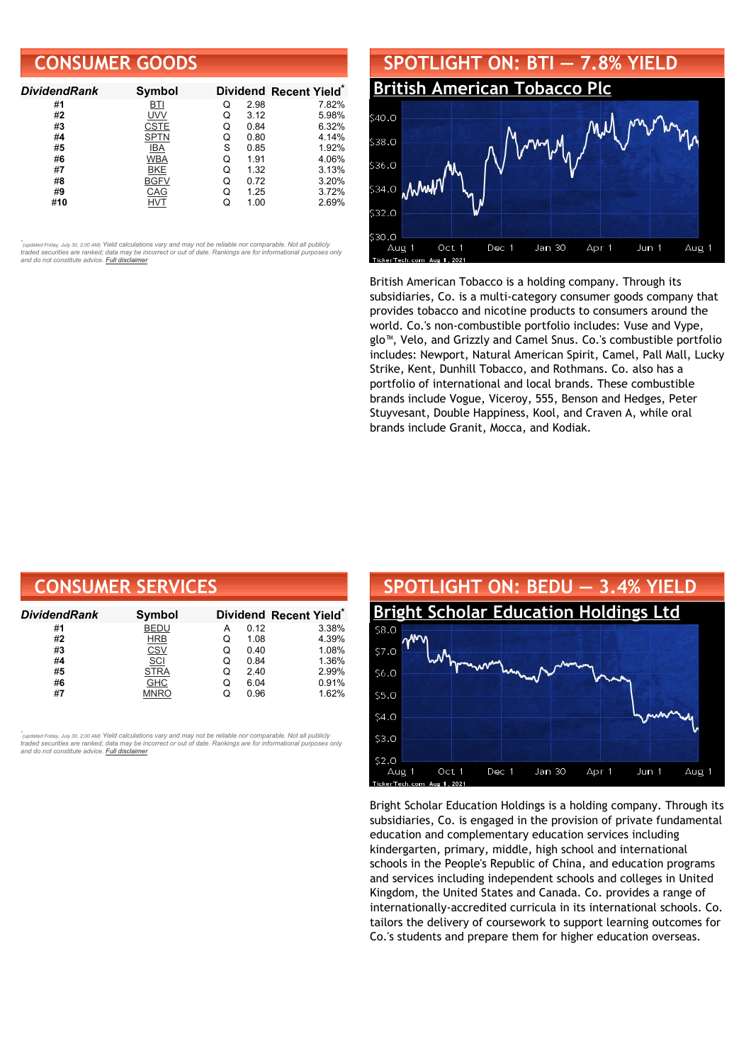## CONSUMER GOODS

| DividendRank | Symbol | Dividend | | Recent Yield* |
|---|---|---|---|---|
| #1 | BTI | Q | 2.98 | 7.82% |
| #2 | UVV | Q | 3.12 | 5.98% |
| #3 | CSTE | Q | 0.84 | 6.32% |
| #4 | SPTN | Q | 0.80 | 4.14% |
| #5 | IBA | S | 0.85 | 1.92% |
| #6 | WBA | Q | 1.91 | 4.06% |
| #7 | BKE | Q | 1.32 | 3.13% |
| #8 | BGFV | Q | 0.72 | 3.20% |
| #9 | CAG | Q | 1.25 | 3.72% |
| #10 | HVT | Q | 1.00 | 2.69% |

*(updated Friday, July 30, 2:00 AM) Yield calculations vary and may not be reliable nor comparable. Not all publicly traded securities are ranked; data may be incorrect or out of date. Rankings are for informational purposes only and do not constitute advice. Full disclaimer

## SPOTLIGHT ON: BTI — 7.8% YIELD

### British American Tobacco Plc

British American Tobacco is a holding company. Through its subsidiaries, Co. is a multi-category consumer goods company that provides tobacco and nicotine products to consumers around the world. Co.'s non-combustible portfolio includes: Vuse and Vype, glo™, Velo, and Grizzly and Camel Snus. Co.'s combustible portfolio includes: Newport, Natural American Spirit, Camel, Pall Mall, Lucky Strike, Kent, Dunhill Tobacco, and Rothmans. Co. also has a portfolio of international and local brands. These combustible brands include Vogue, Viceroy, 555, Benson and Hedges, Peter Stuyvesant, Double Happiness, Kool, and Craven A, while oral brands include Granit, Mocca, and Kodiak.

## CONSUMER SERVICES

| DividendRank | Symbol | Dividend | | Recent Yield* |
|---|---|---|---|---|
| #1 | BEDU | A | 0.12 | 3.38% |
| #2 | HRB | Q | 1.08 | 4.39% |
| #3 | CSV | Q | 0.40 | 1.08% |
| #4 | SCI | Q | 0.84 | 1.36% |
| #5 | STRA | Q | 2.40 | 2.99% |
| #6 | GHC | Q | 6.04 | 0.91% |
| #7 | MNRO | Q | 0.96 | 1.62% |

*(updated Friday, July 30, 2:00 AM) Yield calculations vary and may not be reliable nor comparable. Not all publicly traded securities are ranked; data may be incorrect or out of date. Rankings are for informational purposes only and do not constitute advice. Full disclaimer

## SPOTLIGHT ON: BEDU — 3.4% YIELD

### Bright Scholar Education Holdings Ltd

Bright Scholar Education Holdings is a holding company. Through its subsidiaries, Co. is engaged in the provision of private fundamental education and complementary education services including kindergarten, primary, middle, high school and international schools in the People's Republic of China, and education programs and services including independent schools and colleges in United Kingdom, the United States and Canada. Co. provides a range of internationally-accredited curricula in its international schools. Co. tailors the delivery of coursework to support learning outcomes for Co.'s students and prepare them for higher education overseas.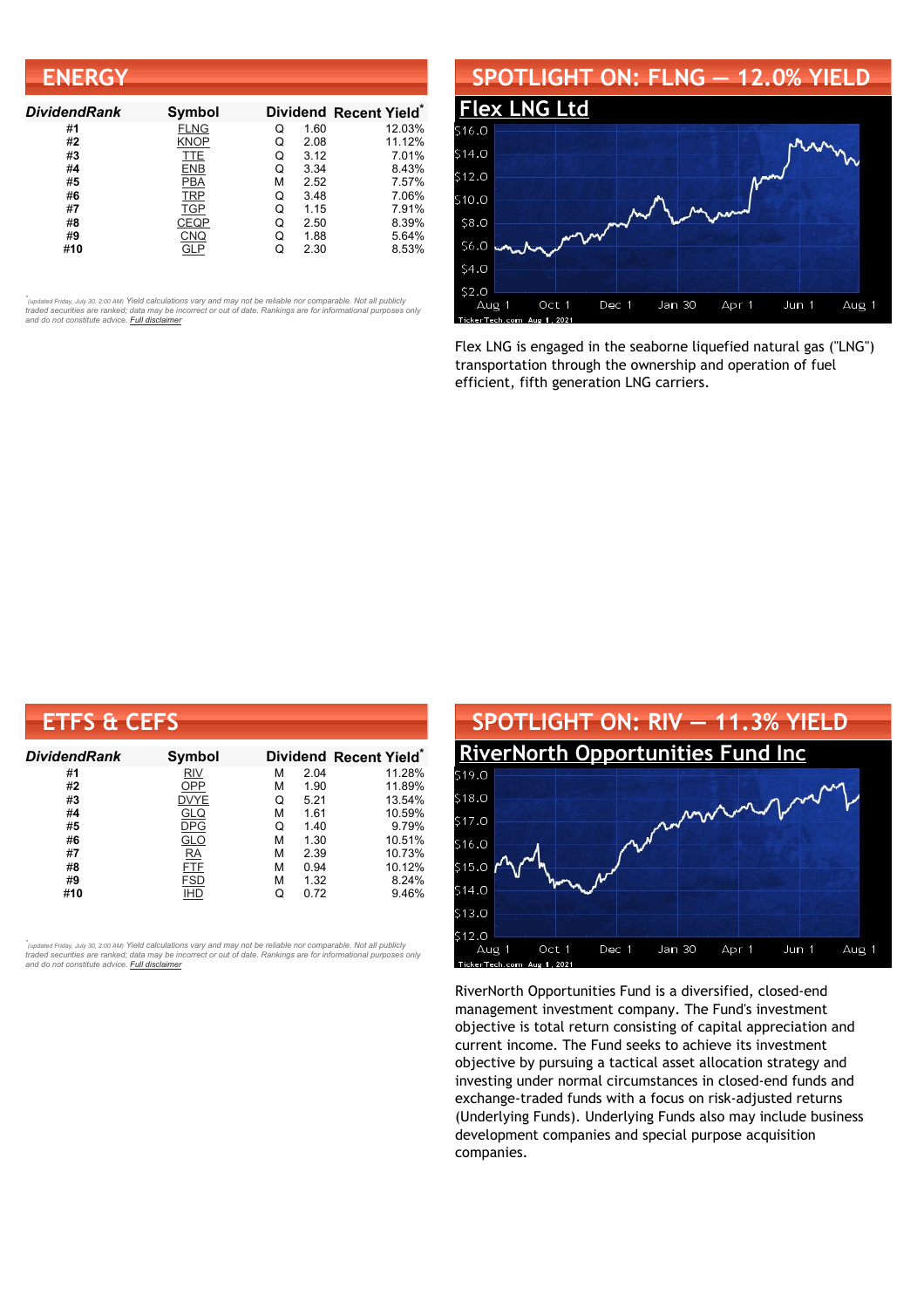## ENERGY

| DividendRank | Symbol | Dividend | | Recent Yield* |
|---|---|---|---|---|
| #1 | FLNG | Q | 1.60 | 12.03% |
| #2 | KNOP | Q | 2.08 | 11.12% |
| #3 | TTE | Q | 3.12 | 7.01% |
| #4 | ENB | Q | 3.34 | 8.43% |
| #5 | PBA | M | 2.52 | 7.57% |
| #6 | TRP | Q | 3.48 | 7.06% |
| #7 | TGP | Q | 1.15 | 7.91% |
| #8 | CEQP | Q | 2.50 | 8.39% |
| #9 | CNQ | Q | 1.88 | 5.64% |
| #10 | GLP | Q | 2.30 | 8.53% |

*(updated Friday, July 30, 2:00 AM) Yield calculations vary and may not be reliable nor comparable. Not all publicly traded securities are ranked; data may be incorrect or out of date. Rankings are for informational purposes only and do not constitute advice. Full disclaimer

## SPOTLIGHT ON: FLNG — 12.0% YIELD

### Flex LNG Ltd

Flex LNG is engaged in the seaborne liquefied natural gas ("LNG") transportation through the ownership and operation of fuel efficient, fifth generation LNG carriers.

## ETFS & CEFS

| DividendRank | Symbol | Dividend | | Recent Yield* |
|---|---|---|---|---|
| #1 | RIV | M | 2.04 | 11.28% |
| #2 | OPP | M | 1.90 | 11.89% |
| #3 | DVYE | Q | 5.21 | 13.54% |
| #4 | GLQ | M | 1.61 | 10.59% |
| #5 | DPG | Q | 1.40 | 9.79% |
| #6 | GLO | M | 1.30 | 10.51% |
| #7 | RA | M | 2.39 | 10.73% |
| #8 | FTF | M | 0.94 | 10.12% |
| #9 | FSD | M | 1.32 | 8.24% |
| #10 | IHD | Q | 0.72 | 9.46% |

*(updated Friday, July 30, 2:00 AM) Yield calculations vary and may not be reliable nor comparable. Not all publicly traded securities are ranked; data may be incorrect or out of date. Rankings are for informational purposes only and do not constitute advice. Full disclaimer

## SPOTLIGHT ON: RIV — 11.3% YIELD

### RiverNorth Opportunities Fund Inc

RiverNorth Opportunities Fund is a diversified, closed-end management investment company. The Fund's investment objective is total return consisting of capital appreciation and current income. The Fund seeks to achieve its investment objective by pursuing a tactical asset allocation strategy and investing under normal circumstances in closed-end funds and exchange-traded funds with a focus on risk-adjusted returns (Underlying Funds). Underlying Funds also may include business development companies and special purpose acquisition companies.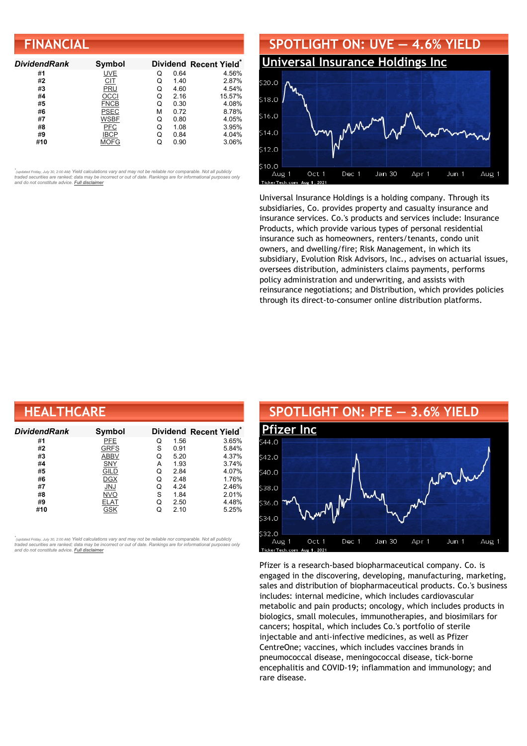## FINANCIAL

| DividendRank | Symbol | Dividend | | Recent Yield* |
|---|---|---|---|---|
| #1 | UVE | Q | 0.64 | 4.56% |
| #2 | CIT | Q | 1.40 | 2.87% |
| #3 | PRU | Q | 4.60 | 4.54% |
| #4 | OCCI | Q | 2.16 | 15.57% |
| #5 | FNCB | Q | 0.30 | 4.08% |
| #6 | PSEC | M | 0.72 | 8.78% |
| #7 | WSBF | Q | 0.80 | 4.05% |
| #8 | PFC | Q | 1.08 | 3.95% |
| #9 | IBCP | Q | 0.84 | 4.04% |
| #10 | MOFG | Q | 0.90 | 3.06% |

*(updated Friday, July 30, 2:00 AM) Yield calculations vary and may not be reliable nor comparable. Not all publicly traded securities are ranked; data may be incorrect or out of date. Rankings are for informational purposes only and do not constitute advice. Full disclaimer

## SPOTLIGHT ON: UVE — 4.6% YIELD

### Universal Insurance Holdings Inc

Universal Insurance Holdings is a holding company. Through its subsidiaries, Co. provides property and casualty insurance and insurance services. Co.'s products and services include: Insurance Products, which provide various types of personal residential insurance such as homeowners, renters/tenants, condo unit owners, and dwelling/fire; Risk Management, in which its subsidiary, Evolution Risk Advisors, Inc., advises on actuarial issues, oversees distribution, administers claims payments, performs policy administration and underwriting, and assists with reinsurance negotiations; and Distribution, which provides policies through its direct-to-consumer online distribution platforms.

## HEALTHCARE

| DividendRank | Symbol | Dividend | | Recent Yield* |
|---|---|---|---|---|
| #1 | PFE | Q | 1.56 | 3.65% |
| #2 | GRFS | S | 0.91 | 5.84% |
| #3 | ABBV | Q | 5.20 | 4.37% |
| #4 | SNY | A | 1.93 | 3.74% |
| #5 | GILD | Q | 2.84 | 4.07% |
| #6 | DGX | Q | 2.48 | 1.76% |
| #7 | JNJ | Q | 4.24 | 2.46% |
| #8 | NVO | S | 1.84 | 2.01% |
| #9 | ELAT | Q | 2.50 | 4.48% |
| #10 | GSK | Q | 2.10 | 5.25% |

*(updated Friday, July 30, 2:00 AM) Yield calculations vary and may not be reliable nor comparable. Not all publicly traded securities are ranked; data may be incorrect or out of date. Rankings are for informational purposes only and do not constitute advice. Full disclaimer

## SPOTLIGHT ON: PFE — 3.6% YIELD

### Pfizer Inc

Pfizer is a research-based biopharmaceutical company. Co. is engaged in the discovering, developing, manufacturing, marketing, sales and distribution of biopharmaceutical products. Co.'s business includes: internal medicine, which includes cardiovascular metabolic and pain products; oncology, which includes products in biologics, small molecules, immunotherapies, and biosimilars for cancers; hospital, which includes Co.'s portfolio of sterile injectable and anti-infective medicines, as well as Pfizer CentreOne; vaccines, which includes vaccines brands in pneumococcal disease, meningococcal disease, tick-borne encephalitis and COVID-19; inflammation and immunology; and rare disease.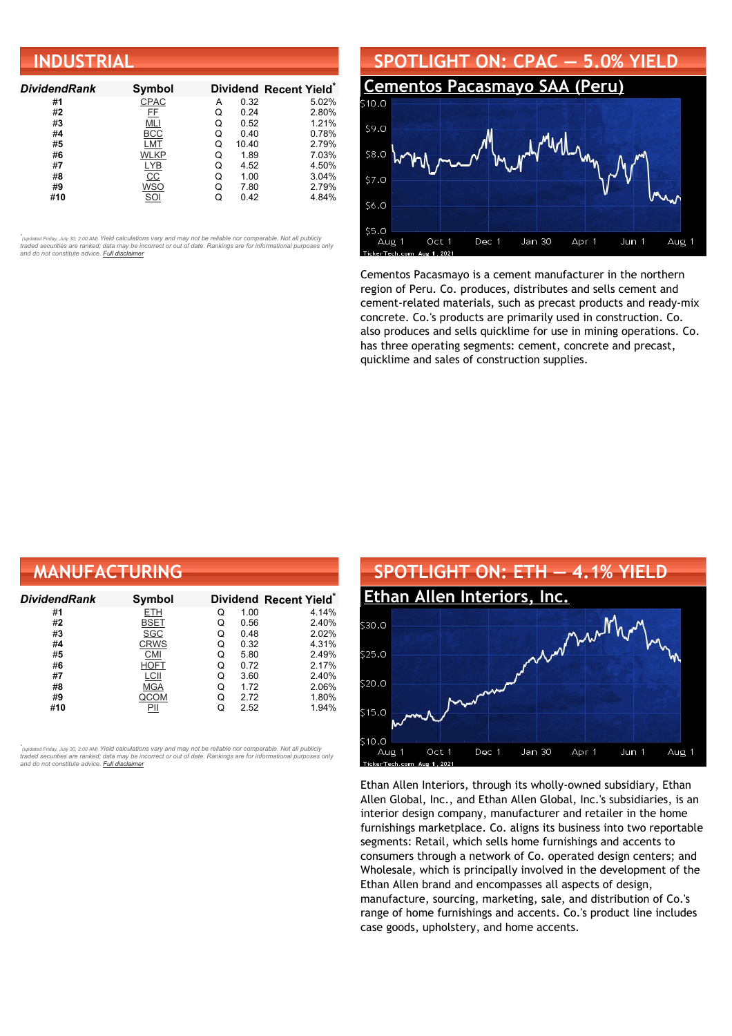## INDUSTRIAL

| DividendRank | Symbol | Dividend | | Recent Yield* |
|---|---|---|---|---|
| #1 | CPAC | A | 0.32 | 5.02% |
| #2 | FF | Q | 0.24 | 2.80% |
| #3 | MLI | Q | 0.52 | 1.21% |
| #4 | BCC | Q | 0.40 | 0.78% |
| #5 | LMT | Q | 10.40 | 2.79% |
| #6 | WLKP | Q | 1.89 | 7.03% |
| #7 | LYB | Q | 4.52 | 4.50% |
| #8 | CC | Q | 1.00 | 3.04% |
| #9 | WSO | Q | 7.80 | 2.79% |
| #10 | SOI | Q | 0.42 | 4.84% |

*(updated Friday, July 30, 2:00 AM) Yield calculations vary and may not be reliable nor comparable. Not all publicly traded securities are ranked; data may be incorrect or out of date. Rankings are for informational purposes only and do not constitute advice. Full disclaimer

## SPOTLIGHT ON: CPAC — 5.0% YIELD

### Cementos Pacasmayo SAA (Peru)

Cementos Pacasmayo is a cement manufacturer in the northern region of Peru. Co. produces, distributes and sells cement and cement-related materials, such as precast products and ready-mix concrete. Co.'s products are primarily used in construction. Co. also produces and sells quicklime for use in mining operations. Co. has three operating segments: cement, concrete and precast, quicklime and sales of construction supplies.

## MANUFACTURING

| DividendRank | Symbol | Dividend | | Recent Yield* |
|---|---|---|---|---|
| #1 | ETH | Q | 1.00 | 4.14% |
| #2 | BSET | Q | 0.56 | 2.40% |
| #3 | SGC | Q | 0.48 | 2.02% |
| #4 | CRWS | Q | 0.32 | 4.31% |
| #5 | CMI | Q | 5.80 | 2.49% |
| #6 | HOFT | Q | 0.72 | 2.17% |
| #7 | LCII | Q | 3.60 | 2.40% |
| #8 | MGA | Q | 1.72 | 2.06% |
| #9 | QCOM | Q | 2.72 | 1.80% |
| #10 | PII | Q | 2.52 | 1.94% |

*(updated Friday, July 30, 2:00 AM) Yield calculations vary and may not be reliable nor comparable. Not all publicly traded securities are ranked; data may be incorrect or out of date. Rankings are for informational purposes only and do not constitute advice. Full disclaimer

## SPOTLIGHT ON: ETH — 4.1% YIELD

### Ethan Allen Interiors, Inc.

Ethan Allen Interiors, through its wholly-owned subsidiary, Ethan Allen Global, Inc., and Ethan Allen Global, Inc.'s subsidiaries, is an interior design company, manufacturer and retailer in the home furnishings marketplace. Co. aligns its business into two reportable segments: Retail, which sells home furnishings and accents to consumers through a network of Co. operated design centers; and Wholesale, which is principally involved in the development of the Ethan Allen brand and encompasses all aspects of design, manufacture, sourcing, marketing, sale, and distribution of Co.'s range of home furnishings and accents. Co.'s product line includes case goods, upholstery, and home accents.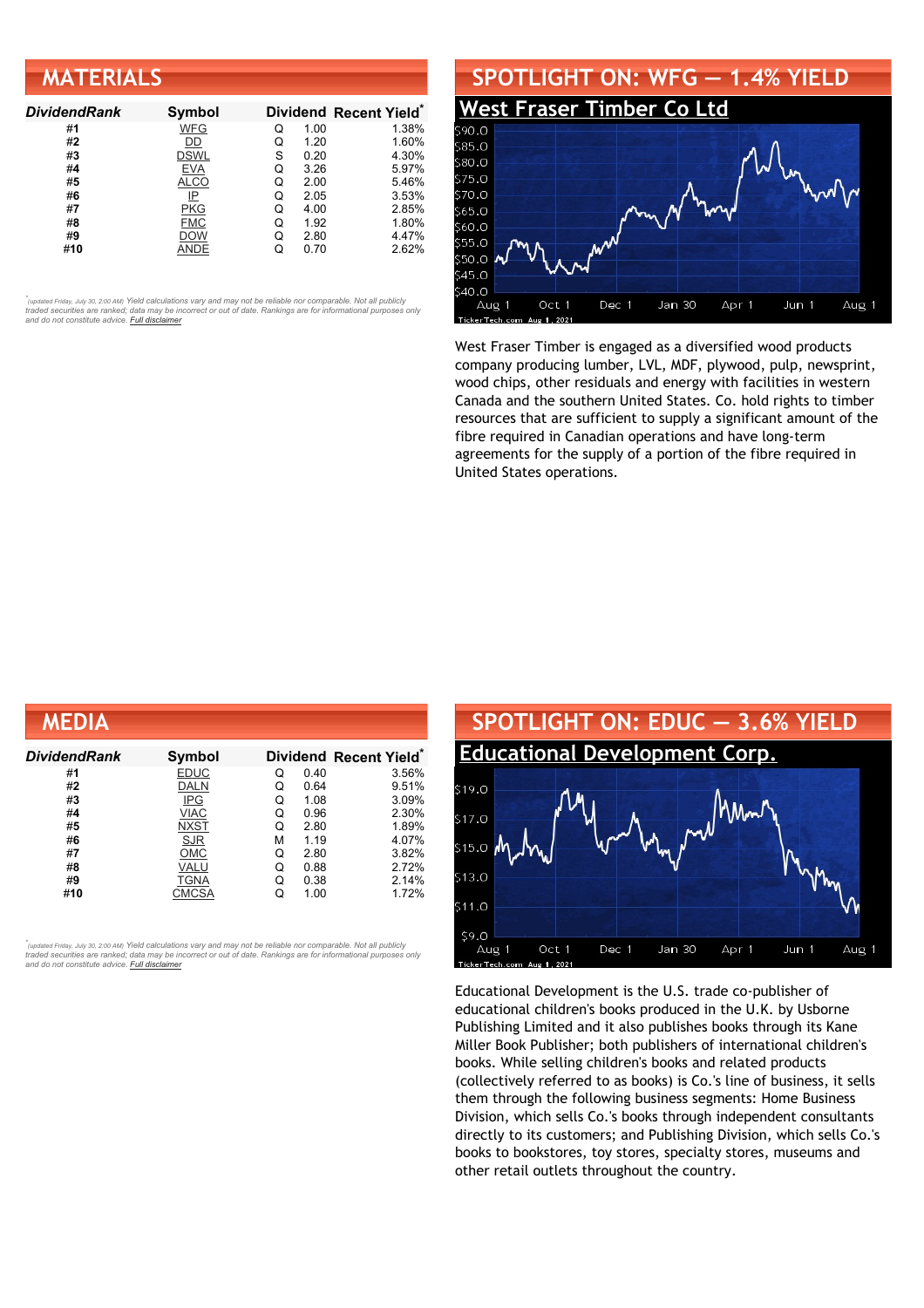## MATERIALS

| DividendRank | Symbol | Dividend | | Recent Yield* |
|---|---|---|---|---|
| #1 | WFG | Q | 1.00 | 1.38% |
| #2 | DD | Q | 1.20 | 1.60% |
| #3 | DSWL | S | 0.20 | 4.30% |
| #4 | EVA | Q | 3.26 | 5.97% |
| #5 | ALCO | Q | 2.00 | 5.46% |
| #6 | IP | Q | 2.05 | 3.53% |
| #7 | PKG | Q | 4.00 | 2.85% |
| #8 | FMC | Q | 1.92 | 1.80% |
| #9 | DOW | Q | 2.80 | 4.47% |
| #10 | ANDE | Q | 0.70 | 2.62% |

*(updated Friday, July 30, 2:00 AM) Yield calculations vary and may not be reliable nor comparable. Not all publicly traded securities are ranked; data may be incorrect or out of date. Rankings are for informational purposes only and do not constitute advice. Full disclaimer

## SPOTLIGHT ON: WFG — 1.4% YIELD

### West Fraser Timber Co Ltd

West Fraser Timber is engaged as a diversified wood products company producing lumber, LVL, MDF, plywood, pulp, newsprint, wood chips, other residuals and energy with facilities in western Canada and the southern United States. Co. hold rights to timber resources that are sufficient to supply a significant amount of the fibre required in Canadian operations and have long-term agreements for the supply of a portion of the fibre required in United States operations.

## MEDIA

| DividendRank | Symbol | Dividend | | Recent Yield* |
|---|---|---|---|---|
| #1 | EDUC | Q | 0.40 | 3.56% |
| #2 | DALN | Q | 0.64 | 9.51% |
| #3 | IPG | Q | 1.08 | 3.09% |
| #4 | VIAC | Q | 0.96 | 2.30% |
| #5 | NXST | Q | 2.80 | 1.89% |
| #6 | SJR | M | 1.19 | 4.07% |
| #7 | OMC | Q | 2.80 | 3.82% |
| #8 | VALU | Q | 0.88 | 2.72% |
| #9 | TGNA | Q | 0.38 | 2.14% |
| #10 | CMCSA | Q | 1.00 | 1.72% |

*(updated Friday, July 30, 2:00 AM) Yield calculations vary and may not be reliable nor comparable. Not all publicly traded securities are ranked; data may be incorrect or out of date. Rankings are for informational purposes only and do not constitute advice. Full disclaimer

## SPOTLIGHT ON: EDUC — 3.6% YIELD

### Educational Development Corp.

Educational Development is the U.S. trade co-publisher of educational children's books produced in the U.K. by Usborne Publishing Limited and it also publishes books through its Kane Miller Book Publisher; both publishers of international children's books. While selling children's books and related products (collectively referred to as books) is Co.'s line of business, it sells them through the following business segments: Home Business Division, which sells Co.'s books through independent consultants directly to its customers; and Publishing Division, which sells Co.'s books to bookstores, toy stores, specialty stores, museums and other retail outlets throughout the country.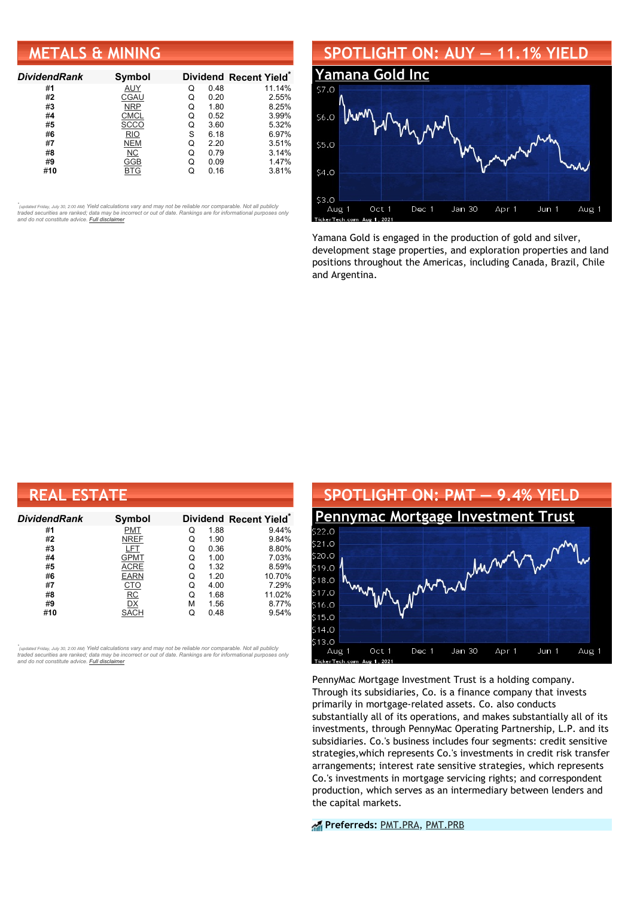## METALS & MINING

| DividendRank | Symbol | Dividend | | Recent Yield* |
|---|---|---|---|---|
| #1 | AUY | Q | 0.48 | 11.14% |
| #2 | CGAU | Q | 0.20 | 2.55% |
| #3 | NRP | Q | 1.80 | 8.25% |
| #4 | CMCL | Q | 0.52 | 3.99% |
| #5 | SCCO | Q | 3.60 | 5.32% |
| #6 | RIO | S | 6.18 | 6.97% |
| #7 | NEM | Q | 2.20 | 3.51% |
| #8 | NC | Q | 0.79 | 3.14% |
| #9 | GGB | Q | 0.09 | 1.47% |
| #10 | BTG | Q | 0.16 | 3.81% |

*(updated Friday, July 30, 2:00 AM) Yield calculations vary and may not be reliable nor comparable. Not all publicly traded securities are ranked; data may be incorrect or out of date. Rankings are for informational purposes only and do not constitute advice. Full disclaimer

## SPOTLIGHT ON: AUY — 11.1% YIELD

### Yamana Gold Inc

Yamana Gold is engaged in the production of gold and silver, development stage properties, and exploration properties and land positions throughout the Americas, including Canada, Brazil, Chile and Argentina.

## REAL ESTATE

| DividendRank | Symbol | Dividend | | Recent Yield* |
|---|---|---|---|---|
| #1 | PMT | Q | 1.88 | 9.44% |
| #2 | NREF | Q | 1.90 | 9.84% |
| #3 | LFT | Q | 0.36 | 8.80% |
| #4 | GPMT | Q | 1.00 | 7.03% |
| #5 | ACRE | Q | 1.32 | 8.59% |
| #6 | EARN | Q | 1.20 | 10.70% |
| #7 | CTO | Q | 4.00 | 7.29% |
| #8 | RC | Q | 1.68 | 11.02% |
| #9 | DX | M | 1.56 | 8.77% |
| #10 | SACH | Q | 0.48 | 9.54% |

*(updated Friday, July 30, 2:00 AM) Yield calculations vary and may not be reliable nor comparable. Not all publicly traded securities are ranked; data may be incorrect or out of date. Rankings are for informational purposes only and do not constitute advice. Full disclaimer

## SPOTLIGHT ON: PMT — 9.4% YIELD

### Pennymac Mortgage Investment Trust

PennyMac Mortgage Investment Trust is a holding company. Through its subsidiaries, Co. is a finance company that invests primarily in mortgage-related assets. Co. also conducts substantially all of its operations, and makes substantially all of its investments, through PennyMac Operating Partnership, L.P. and its subsidiaries. Co.'s business includes four segments: credit sensitive strategies,which represents Co.'s investments in credit risk transfer arrangements; interest rate sensitive strategies, which represents Co.'s investments in mortgage servicing rights; and correspondent production, which serves as an intermediary between lenders and the capital markets.

**Preferreds:** PMT.PRA, PMT.PRB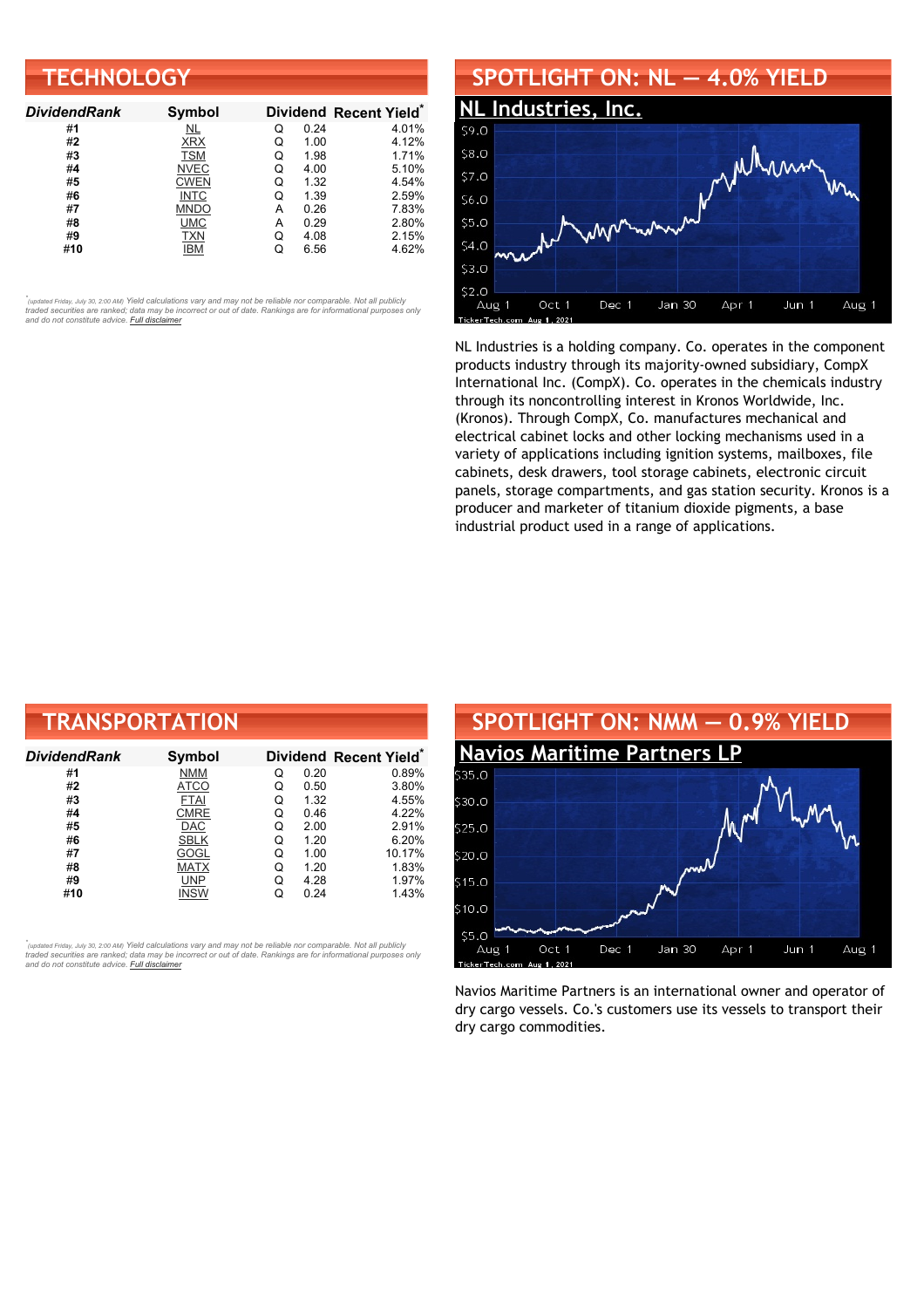## TECHNOLOGY

| *DividendRank* | Symbol | Dividend | | Recent Yield* |
|---|---|---|---|---|
| #1 | NL | Q | 0.24 | 4.01% |
| #2 | XRX | Q | 1.00 | 4.12% |
| #3 | TSM | Q | 1.98 | 1.71% |
| #4 | NVEC | Q | 4.00 | 5.10% |
| #5 | CWEN | Q | 1.32 | 4.54% |
| #6 | INTC | Q | 1.39 | 2.59% |
| #7 | MNDO | A | 0.26 | 7.83% |
| #8 | UMC | A | 0.29 | 2.80% |
| #9 | TXN | Q | 4.08 | 2.15% |
| #10 | IBM | Q | 6.56 | 4.62% |

*(updated Friday, July 30, 2:00 AM) Yield calculations vary and may not be reliable nor comparable. Not all publicly traded securities are ranked; data may be incorrect or out of date. Rankings are for informational purposes only and do not constitute advice. Full disclaimer*

## SPOTLIGHT ON: NL — 4.0% YIELD

### NL Industries, Inc.

NL Industries is a holding company. Co. operates in the component products industry through its majority-owned subsidiary, CompX International Inc. (CompX). Co. operates in the chemicals industry through its noncontrolling interest in Kronos Worldwide, Inc. (Kronos). Through CompX, Co. manufactures mechanical and electrical cabinet locks and other locking mechanisms used in a variety of applications including ignition systems, mailboxes, file cabinets, desk drawers, tool storage cabinets, electronic circuit panels, storage compartments, and gas station security. Kronos is a producer and marketer of titanium dioxide pigments, a base industrial product used in a range of applications.

## TRANSPORTATION

| *DividendRank* | Symbol | Dividend | | Recent Yield* |
|---|---|---|---|---|
| #1 | NMM | Q | 0.20 | 0.89% |
| #2 | ATCO | Q | 0.50 | 3.80% |
| #3 | FTAI | Q | 1.32 | 4.55% |
| #4 | CMRE | Q | 0.46 | 4.22% |
| #5 | DAC | Q | 2.00 | 2.91% |
| #6 | SBLK | Q | 1.20 | 6.20% |
| #7 | GOGL | Q | 1.00 | 10.17% |
| #8 | MATX | Q | 1.20 | 1.83% |
| #9 | UNP | Q | 4.28 | 1.97% |
| #10 | INSW | Q | 0.24 | 1.43% |

*(updated Friday, July 30, 2:00 AM) Yield calculations vary and may not be reliable nor comparable. Not all publicly traded securities are ranked; data may be incorrect or out of date. Rankings are for informational purposes only and do not constitute advice. Full disclaimer*

## SPOTLIGHT ON: NMM — 0.9% YIELD

### Navios Maritime Partners LP

Navios Maritime Partners is an international owner and operator of dry cargo vessels. Co.'s customers use its vessels to transport their dry cargo commodities.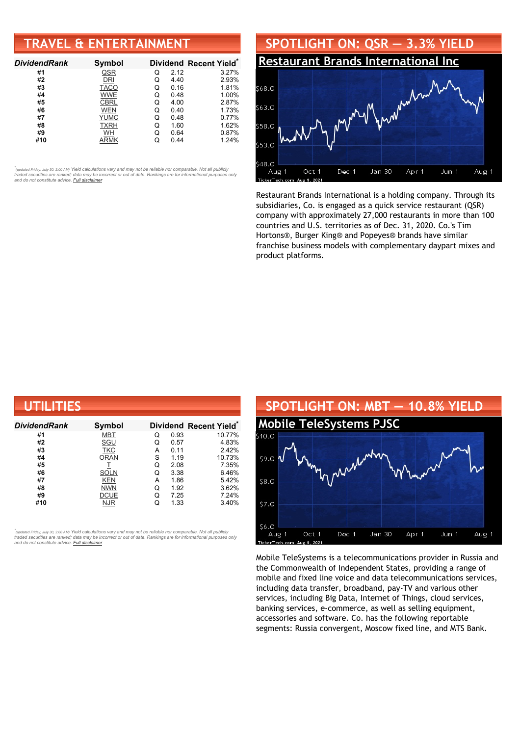## TRAVEL & ENTERTAINMENT

| *DividendRank* | Symbol | Dividend | | Recent Yield* |
|---|---|---|---|---|
| #1 | QSR | Q | 2.12 | 3.27% |
| #2 | DRI | Q | 4.40 | 2.93% |
| #3 | TACO | Q | 0.16 | 1.81% |
| #4 | WWE | Q | 0.48 | 1.00% |
| #5 | CBRL | Q | 4.00 | 2.87% |
| #6 | WEN | Q | 0.40 | 1.73% |
| #7 | YUMC | Q | 0.48 | 0.77% |
| #8 | TXRH | Q | 1.60 | 1.62% |
| #9 | WH | Q | 0.64 | 0.87% |
| #10 | ARMK | Q | 0.44 | 1.24% |

*\*(updated Friday, July 30, 2:00 AM) Yield calculations vary and may not be reliable nor comparable. Not all publicly traded securities are ranked; data may be incorrect or out of date. Rankings are for informational purposes only and do not constitute advice. Full disclaimer*

## SPOTLIGHT ON: QSR — 3.3% YIELD

### Restaurant Brands International Inc

Restaurant Brands International is a holding company. Through its subsidiaries, Co. is engaged as a quick service restaurant (QSR) company with approximately 27,000 restaurants in more than 100 countries and U.S. territories as of Dec. 31, 2020. Co.'s Tim Hortons®, Burger King® and Popeyes® brands have similar franchise business models with complementary daypart mixes and product platforms.

## UTILITIES

| *DividendRank* | Symbol | Dividend | | Recent Yield* |
|---|---|---|---|---|
| #1 | MBT | Q | 0.93 | 10.77% |
| #2 | SGU | Q | 0.57 | 4.83% |
| #3 | TKC | A | 0.11 | 2.42% |
| #4 | ORAN | S | 1.19 | 10.73% |
| #5 | T | Q | 2.08 | 7.35% |
| #6 | SOLN | Q | 3.38 | 6.46% |
| #7 | KEN | A | 1.86 | 5.42% |
| #8 | NWN | Q | 1.92 | 3.62% |
| #9 | DCUE | Q | 7.25 | 7.24% |
| #10 | NJR | Q | 1.33 | 3.40% |

*\*(updated Friday, July 30, 2:00 AM) Yield calculations vary and may not be reliable nor comparable. Not all publicly traded securities are ranked; data may be incorrect or out of date. Rankings are for informational purposes only and do not constitute advice. Full disclaimer*

## SPOTLIGHT ON: MBT — 10.8% YIELD

### Mobile TeleSystems PJSC

Mobile TeleSystems is a telecommunications provider in Russia and the Commonwealth of Independent States, providing a range of mobile and fixed line voice and data telecommunications services, including data transfer, broadband, pay-TV and various other services, including Big Data, Internet of Things, cloud services, banking services, e-commerce, as well as selling equipment, accessories and software. Co. has the following reportable segments: Russia convergent, Moscow fixed line, and MTS Bank.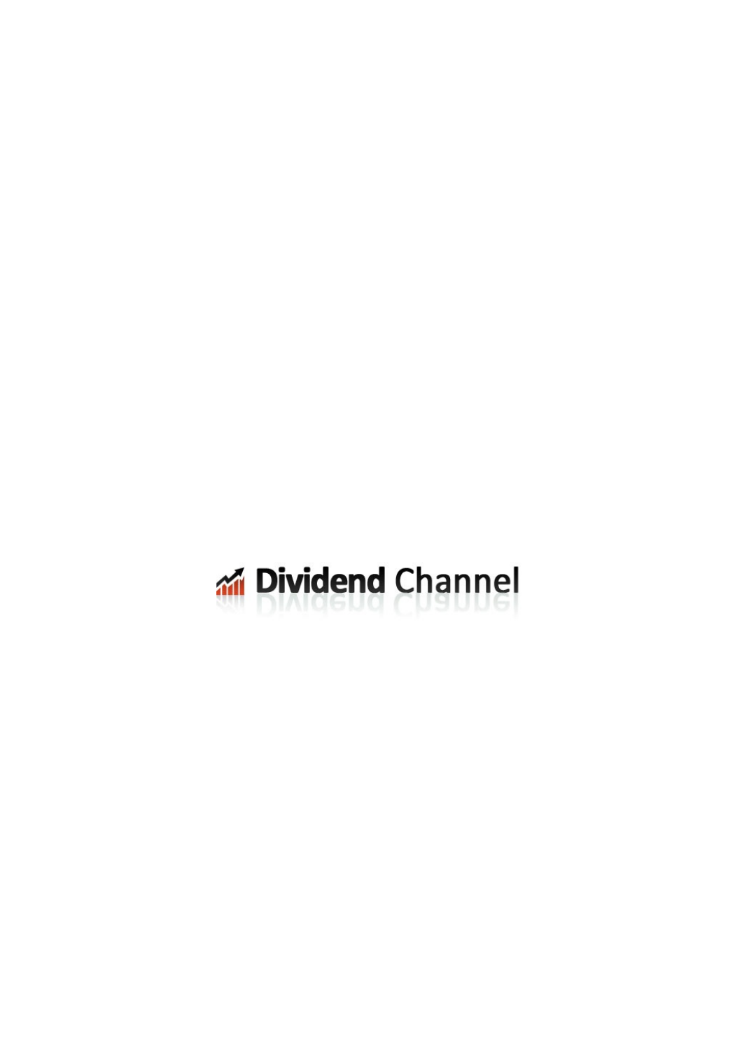Dividend Channel